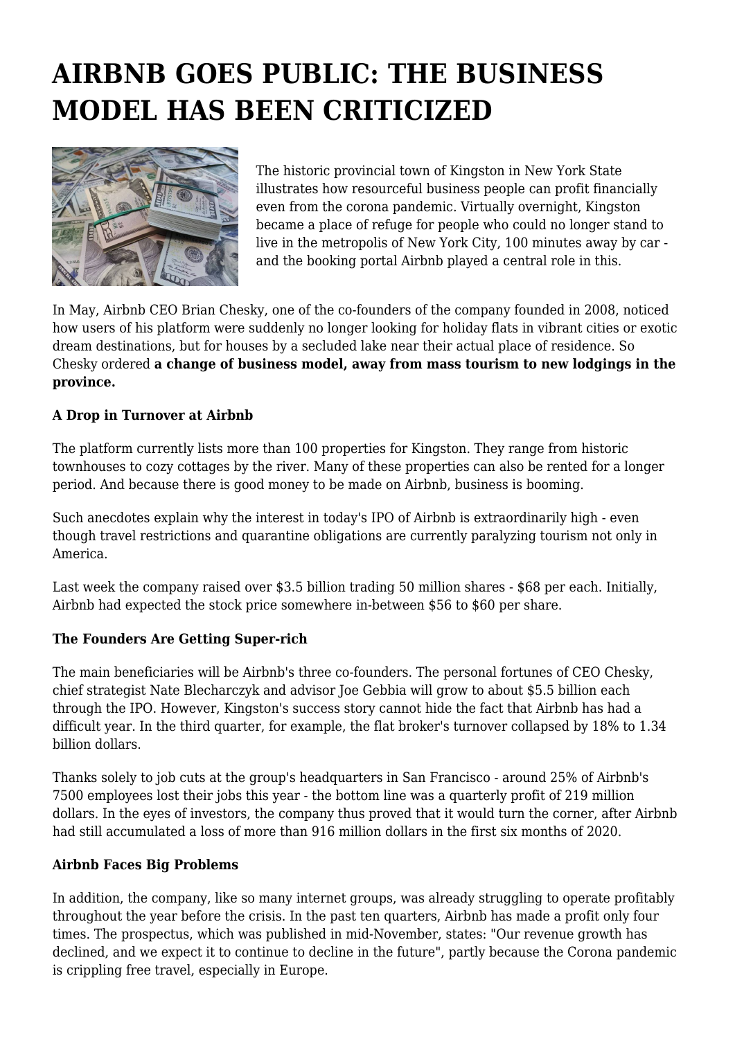# AIRBNB GOES PUBLIC: THE BUSINESS MODEL HAS BEEN CRITICIZED

The historic provincial town of Kingston in New York State illustrates how resourceful business people can profit financially even from the corona pandemic. Virtually overnight, Kingston became a place of refuge for people who could no longer stand to live in the metropolis of New York City, 100 minutes away by car - and the booking portal Airbnb played a central role in this.

In May, Airbnb CEO Brian Chesky, one of the co-founders of the company founded in 2008, noticed how users of his platform were suddenly no longer looking for holiday flats in vibrant cities or exotic dream destinations, but for houses by a secluded lake near their actual place of residence. So Chesky ordered **a change of business model, away from mass tourism to new lodgings in the province.**

**A Drop in Turnover at Airbnb**

The platform currently lists more than 100 properties for Kingston. They range from historic townhouses to cozy cottages by the river. Many of these properties can also be rented for a longer period. And because there is good money to be made on Airbnb, business is booming.

Such anecdotes explain why the interest in today's IPO of Airbnb is extraordinarily high - even though travel restrictions and quarantine obligations are currently paralyzing tourism not only in America.

Last week the company raised over $3.5 billion trading 50 million shares - $68 per each. Initially, Airbnb had expected the stock price somewhere in-between $56 to $60 per share.

**The Founders Are Getting Super-rich**

The main beneficiaries will be Airbnb's three co-founders. The personal fortunes of CEO Chesky, chief strategist Nate Blecharczyk and advisor Joe Gebbia will grow to about $5.5 billion each through the IPO. However, Kingston's success story cannot hide the fact that Airbnb has had a difficult year. In the third quarter, for example, the flat broker's turnover collapsed by 18% to 1.34 billion dollars.

Thanks solely to job cuts at the group's headquarters in San Francisco - around 25% of Airbnb's 7500 employees lost their jobs this year - the bottom line was a quarterly profit of 219 million dollars. In the eyes of investors, the company thus proved that it would turn the corner, after Airbnb had still accumulated a loss of more than 916 million dollars in the first six months of 2020.

**Airbnb Faces Big Problems**

In addition, the company, like so many internet groups, was already struggling to operate profitably throughout the year before the crisis. In the past ten quarters, Airbnb has made a profit only four times. The prospectus, which was published in mid-November, states: "Our revenue growth has declined, and we expect it to continue to decline in the future", partly because the Corona pandemic is crippling free travel, especially in Europe.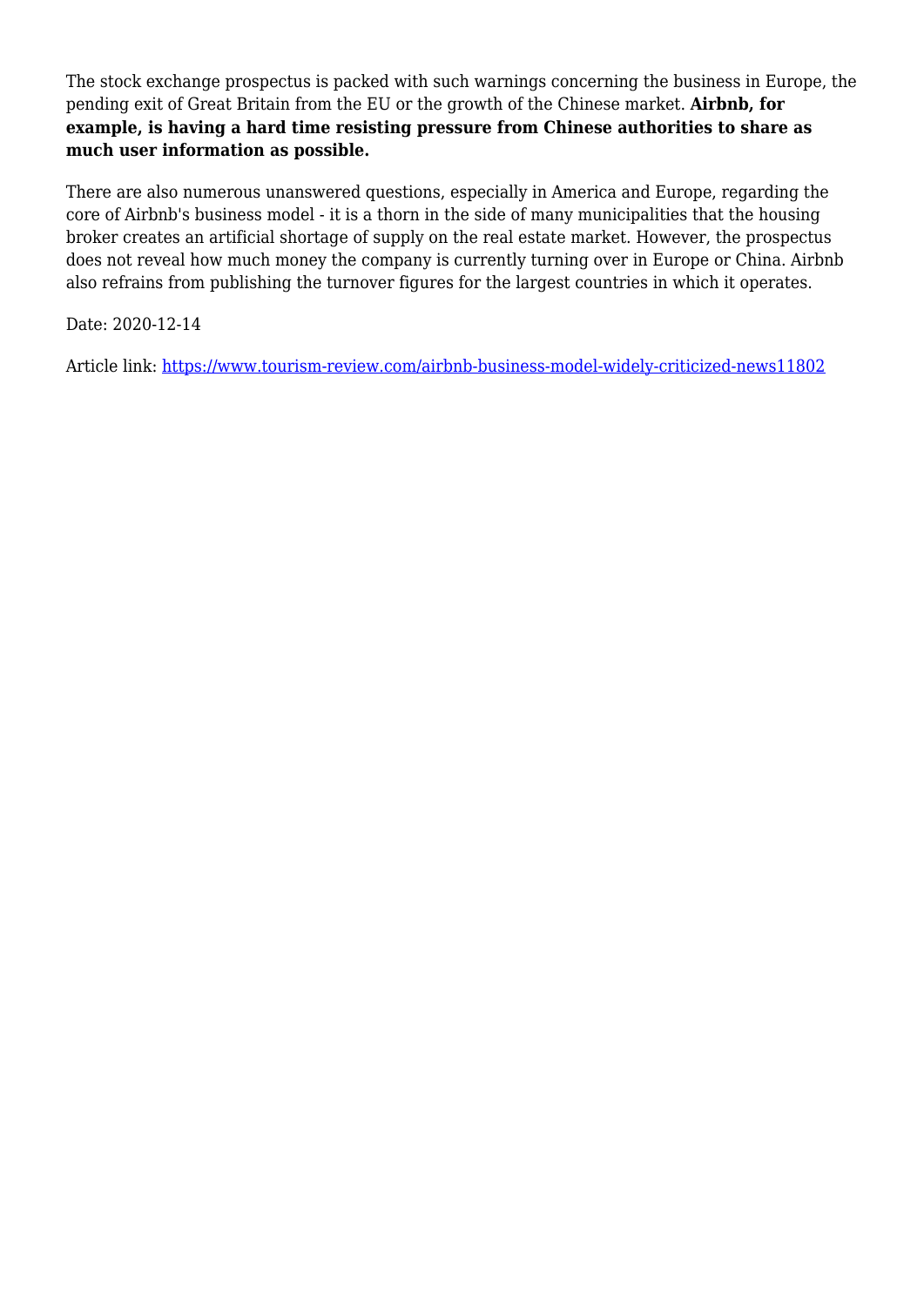The stock exchange prospectus is packed with such warnings concerning the business in Europe, the pending exit of Great Britain from the EU or the growth of the Chinese market. **Airbnb, for example, is having a hard time resisting pressure from Chinese authorities to share as much user information as possible.**

There are also numerous unanswered questions, especially in America and Europe, regarding the core of Airbnb's business model - it is a thorn in the side of many municipalities that the housing broker creates an artificial shortage of supply on the real estate market. However, the prospectus does not reveal how much money the company is currently turning over in Europe or China. Airbnb also refrains from publishing the turnover figures for the largest countries in which it operates.

Date: 2020-12-14

Article link: [https://www.tourism-review.com/airbnb-business-model-widely-criticized-news11802](https://www.tourism-review.com/airbnb-business-model-widely-criticized-news11802)